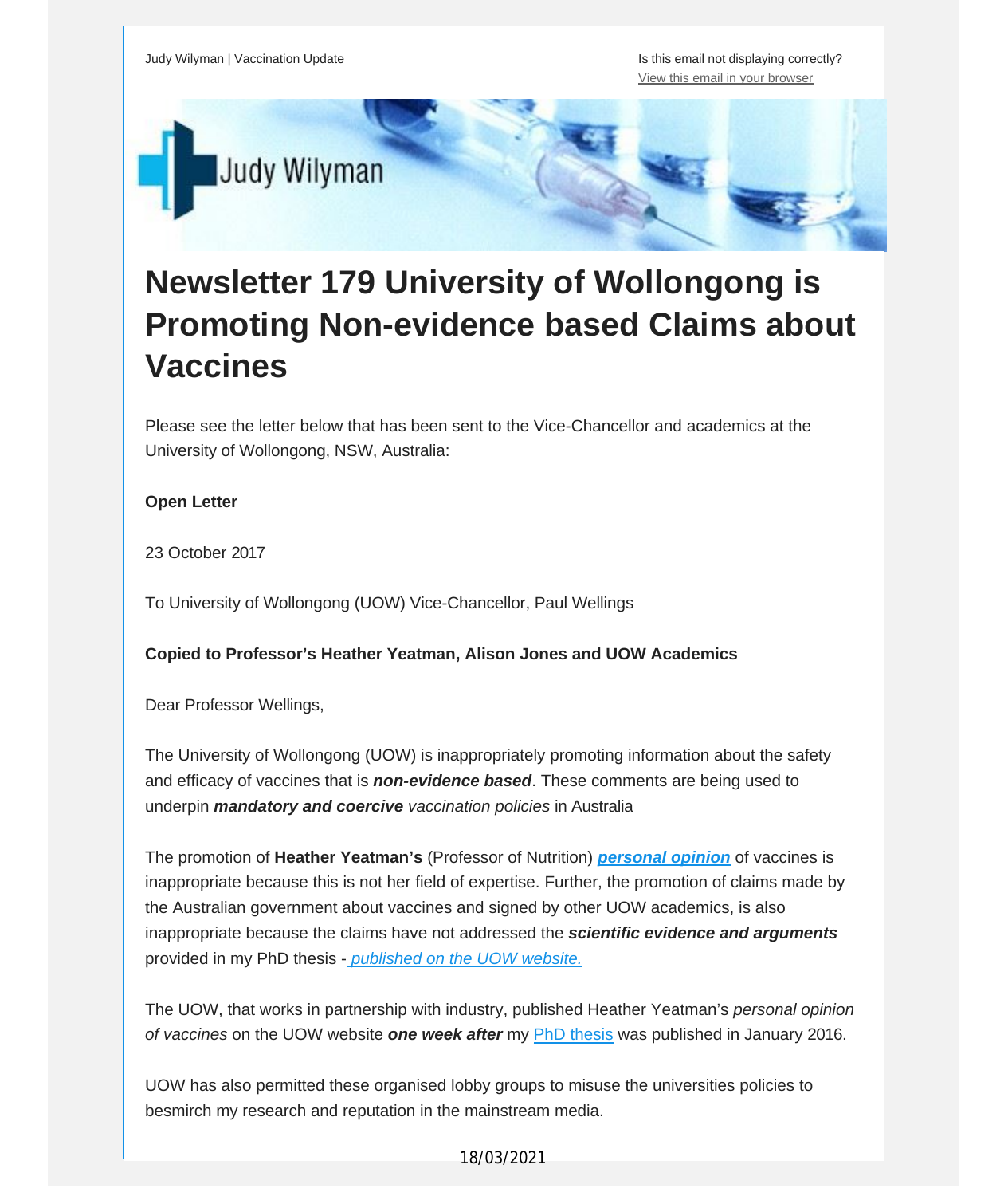Judy Wilyman | Vaccination Update

Is this email not displaying correctly?
View this email in your browser

# Newsletter 179 University of Wollongong is Promoting Non-evidence based Claims about Vaccines

Please see the letter below that has been sent to the Vice-Chancellor and academics at the University of Wollongong, NSW, Australia:

**Open Letter**

23 October 2017

To University of Wollongong (UOW) Vice-Chancellor, Paul Wellings

**Copied to Professor's Heather Yeatman, Alison Jones and UOW Academics**

Dear Professor Wellings,

The University of Wollongong (UOW) is inappropriately promoting information about the safety and efficacy of vaccines that is ***non-evidence based***. These comments are being used to underpin ***mandatory and coercive*** *vaccination policies* in Australia

The promotion of **Heather Yeatman's** (Professor of Nutrition) ***personal opinion*** of vaccines is inappropriate because this is not her field of expertise. Further, the promotion of claims made by the Australian government about vaccines and signed by other UOW academics, is also inappropriate because the claims have not addressed the ***scientific evidence and arguments*** provided in my PhD thesis - *published on the UOW website.*

The UOW, that works in partnership with industry, published Heather Yeatman's *personal opinion of vaccines* on the UOW website ***one week after*** my PhD thesis was published in January 2016.

UOW has also permitted these organised lobby groups to misuse the universities policies to besmirch my research and reputation in the mainstream media.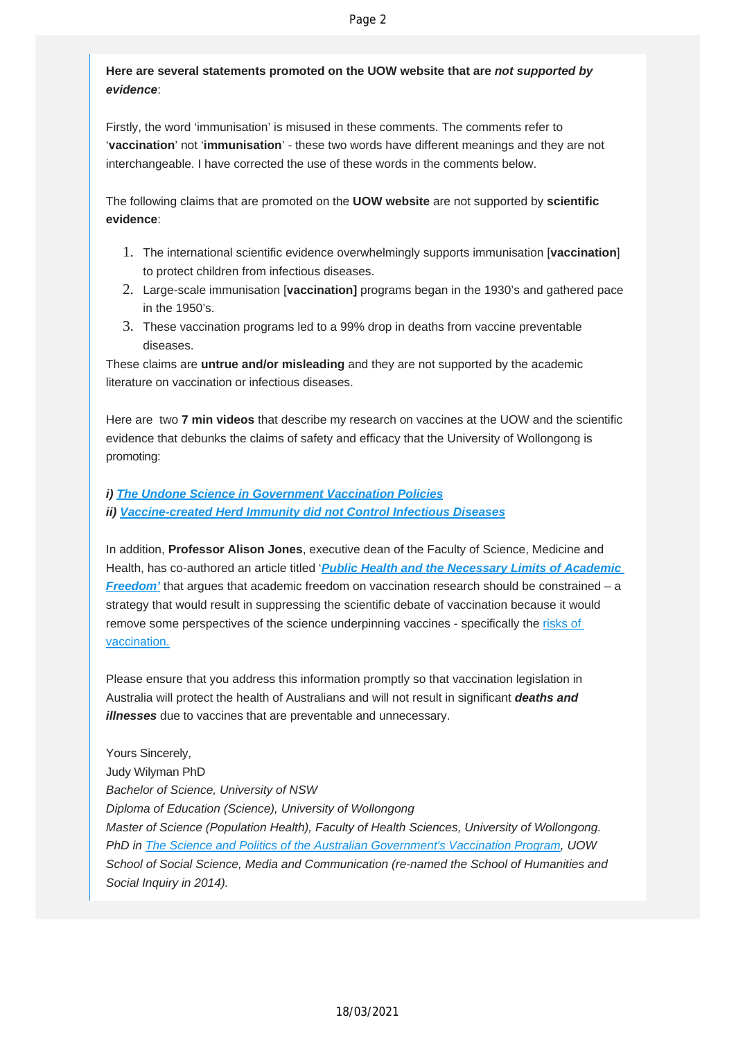**Here are several statements promoted on the UOW website that are *not supported by evidence***:

Firstly, the word 'immunisation' is misused in these comments. The comments refer to '**vaccination**' not '**immunisation**' - these two words have different meanings and they are not interchangeable. I have corrected the use of these words in the comments below.

The following claims that are promoted on the **UOW website** are not supported by **scientific evidence**:

1. The international scientific evidence overwhelmingly supports immunisation [**vaccination**] to protect children from infectious diseases.
2. Large-scale immunisation [**vaccination]** programs began in the 1930's and gathered pace in the 1950's.
3. These vaccination programs led to a 99% drop in deaths from vaccine preventable diseases.

These claims are **untrue and/or misleading** and they are not supported by the academic literature on vaccination or infectious diseases.

Here are two **7 min videos** that describe my research on vaccines at the UOW and the scientific evidence that debunks the claims of safety and efficacy that the University of Wollongong is promoting:

***i) [The Undone Science in Government Vaccination Policies]()***
***ii) [Vaccine-created Herd Immunity did not Control Infectious Diseases]()***

In addition, **Professor Alison Jones**, executive dean of the Faculty of Science, Medicine and Health, has co-authored an article titled '***[Public Health and the Necessary Limits of Academic Freedom']()***' that argues that academic freedom on vaccination research should be constrained – a strategy that would result in suppressing the scientific debate of vaccination because it would remove some perspectives of the science underpinning vaccines - specifically the [risks of vaccination.]()

Please ensure that you address this information promptly so that vaccination legislation in Australia will protect the health of Australians and will not result in significant ***deaths and illnesses*** due to vaccines that are preventable and unnecessary.

Yours Sincerely,
Judy Wilyman PhD
*Bachelor of Science, University of NSW*
*Diploma of Education (Science), University of Wollongong*
*Master of Science (Population Health), Faculty of Health Sciences, University of Wollongong.*
*PhD in [The Science and Politics of the Australian Government's Vaccination Program](), UOW School of Social Science, Media and Communication (re-named the School of Humanities and Social Inquiry in 2014).*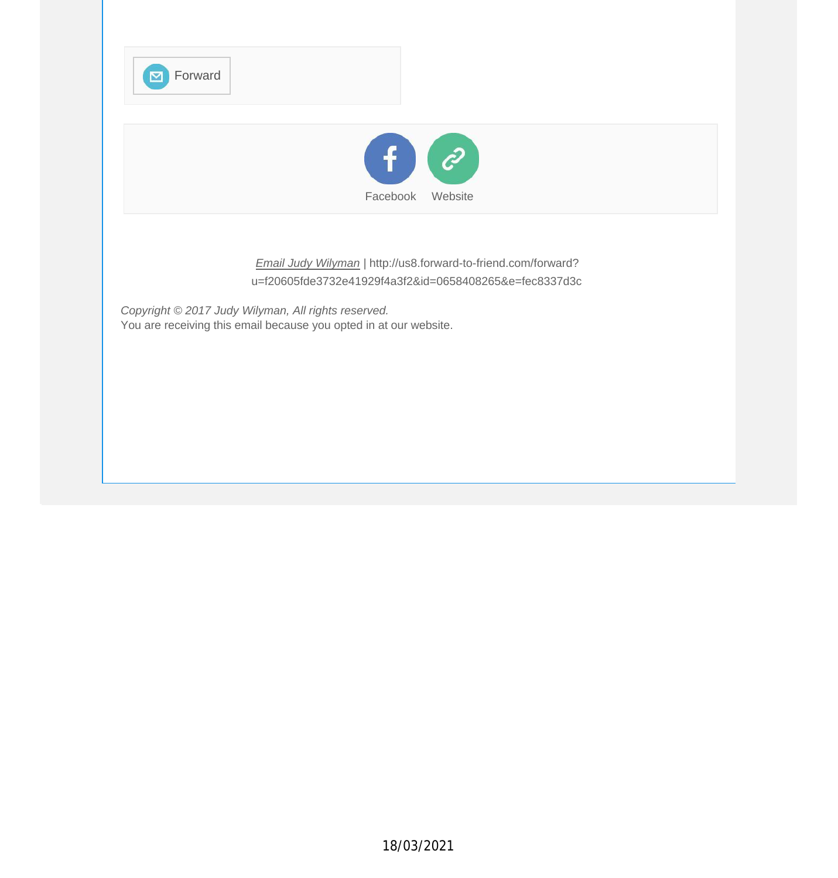Forward

Facebook Website

*Email Judy Wilyman* | http://us8.forward-to-friend.com/forward?u=f20605fde3732e41929f4a3f2&id=0658408265&e=fec8337d3c

*Copyright © 2017 Judy Wilyman, All rights reserved.*
You are receiving this email because you opted in at our website.

18/03/2021